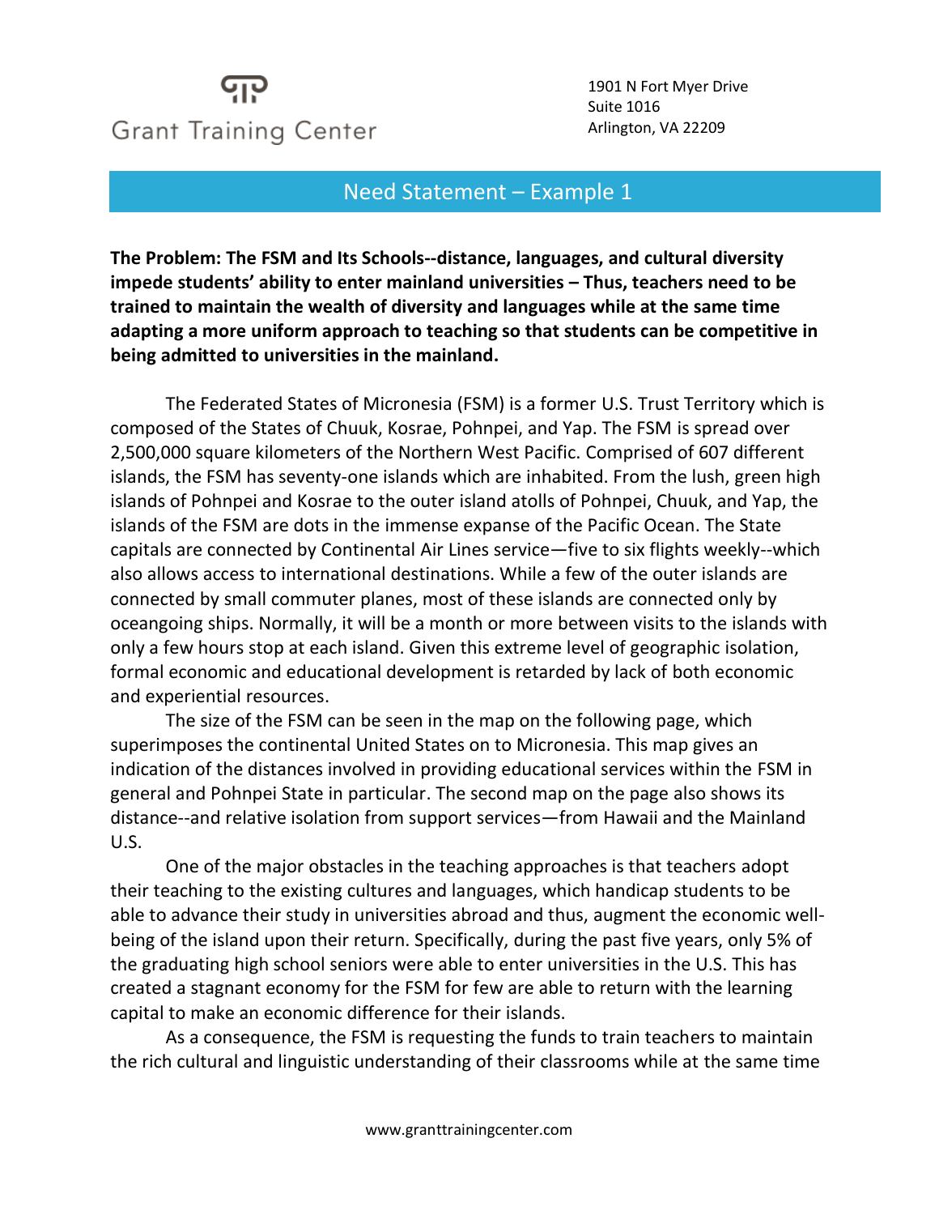Grant Training Center

1901 N Fort Myer Drive
Suite 1016
Arlington, VA 22209

## Need Statement – Example 1

**The Problem: The FSM and Its Schools--distance, languages, and cultural diversity impede students' ability to enter mainland universities – Thus, teachers need to be trained to maintain the wealth of diversity and languages while at the same time adapting a more uniform approach to teaching so that students can be competitive in being admitted to universities in the mainland.**

The Federated States of Micronesia (FSM) is a former U.S. Trust Territory which is composed of the States of Chuuk, Kosrae, Pohnpei, and Yap. The FSM is spread over 2,500,000 square kilometers of the Northern West Pacific. Comprised of 607 different islands, the FSM has seventy-one islands which are inhabited. From the lush, green high islands of Pohnpei and Kosrae to the outer island atolls of Pohnpei, Chuuk, and Yap, the islands of the FSM are dots in the immense expanse of the Pacific Ocean. The State capitals are connected by Continental Air Lines service—five to six flights weekly--which also allows access to international destinations. While a few of the outer islands are connected by small commuter planes, most of these islands are connected only by oceangoing ships. Normally, it will be a month or more between visits to the islands with only a few hours stop at each island. Given this extreme level of geographic isolation, formal economic and educational development is retarded by lack of both economic and experiential resources.

The size of the FSM can be seen in the map on the following page, which superimposes the continental United States on to Micronesia. This map gives an indication of the distances involved in providing educational services within the FSM in general and Pohnpei State in particular. The second map on the page also shows its distance--and relative isolation from support services—from Hawaii and the Mainland U.S.

One of the major obstacles in the teaching approaches is that teachers adopt their teaching to the existing cultures and languages, which handicap students to be able to advance their study in universities abroad and thus, augment the economic well-being of the island upon their return. Specifically, during the past five years, only 5% of the graduating high school seniors were able to enter universities in the U.S. This has created a stagnant economy for the FSM for few are able to return with the learning capital to make an economic difference for their islands.

As a consequence, the FSM is requesting the funds to train teachers to maintain the rich cultural and linguistic understanding of their classrooms while at the same time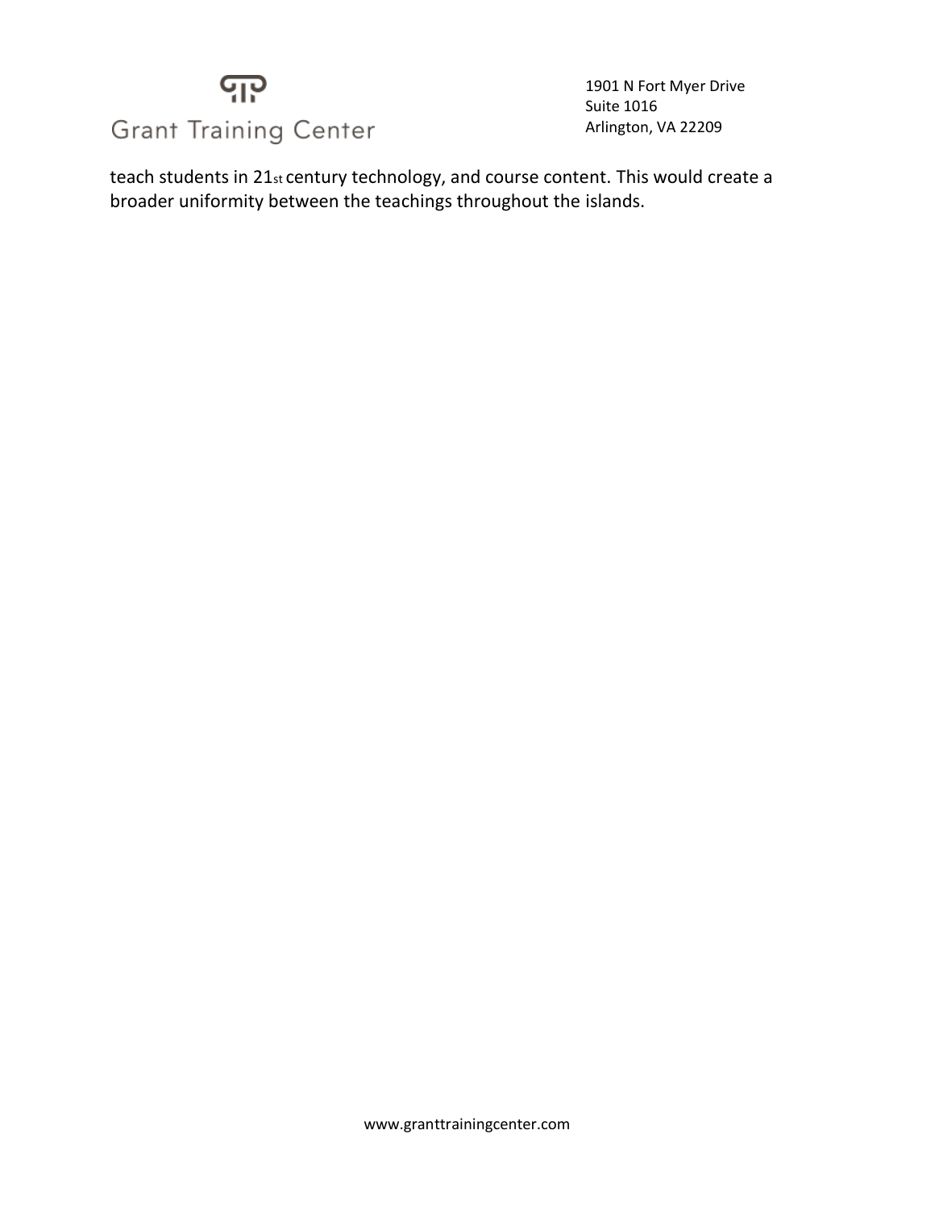teach students in 21st century technology, and course content. This would create a broader uniformity between the teachings throughout the islands.